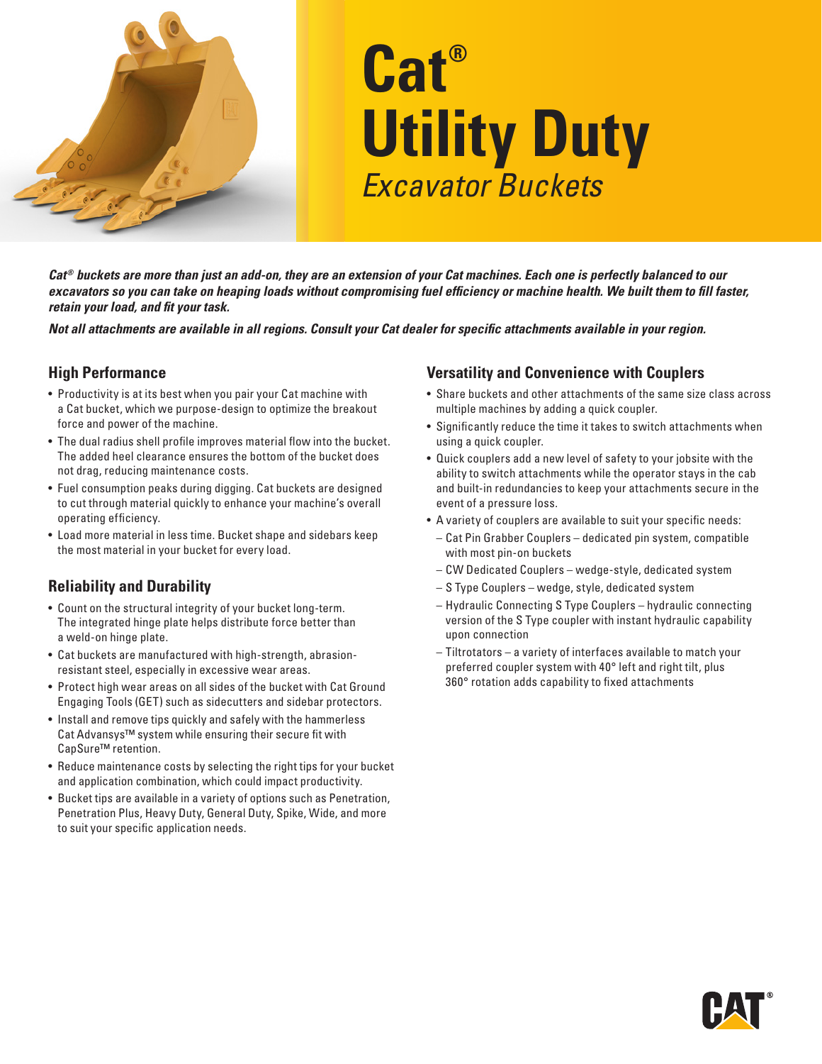# Cat® Utility Duty

*Excavator Buckets*

***Cat® buckets are more than just an add-on, they are an extension of your Cat machines. Each one is perfectly balanced to our excavators so you can take on heaping loads without compromising fuel efficiency or machine health. We built them to fill faster, retain your load, and fit your task.***

***Not all attachments are available in all regions. Consult your Cat dealer for specific attachments available in your region.***

## High Performance

- Productivity is at its best when you pair your Cat machine with a Cat bucket, which we purpose-design to optimize the breakout force and power of the machine.
- The dual radius shell profile improves material flow into the bucket. The added heel clearance ensures the bottom of the bucket does not drag, reducing maintenance costs.
- Fuel consumption peaks during digging. Cat buckets are designed to cut through material quickly to enhance your machine's overall operating efficiency.
- Load more material in less time. Bucket shape and sidebars keep the most material in your bucket for every load.

## Reliability and Durability

- Count on the structural integrity of your bucket long-term. The integrated hinge plate helps distribute force better than a weld-on hinge plate.
- Cat buckets are manufactured with high-strength, abrasion-resistant steel, especially in excessive wear areas.
- Protect high wear areas on all sides of the bucket with Cat Ground Engaging Tools (GET) such as sidecutters and sidebar protectors.
- Install and remove tips quickly and safely with the hammerless Cat Advansys™ system while ensuring their secure fit with CapSure™ retention.
- Reduce maintenance costs by selecting the right tips for your bucket and application combination, which could impact productivity.
- Bucket tips are available in a variety of options such as Penetration, Penetration Plus, Heavy Duty, General Duty, Spike, Wide, and more to suit your specific application needs.

## Versatility and Convenience with Couplers

- Share buckets and other attachments of the same size class across multiple machines by adding a quick coupler.
- Significantly reduce the time it takes to switch attachments when using a quick coupler.
- Quick couplers add a new level of safety to your jobsite with the ability to switch attachments while the operator stays in the cab and built-in redundancies to keep your attachments secure in the event of a pressure loss.
- A variety of couplers are available to suit your specific needs:
  - Cat Pin Grabber Couplers – dedicated pin system, compatible with most pin-on buckets
  - CW Dedicated Couplers – wedge-style, dedicated system
  - S Type Couplers – wedge, style, dedicated system
  - Hydraulic Connecting S Type Couplers – hydraulic connecting version of the S Type coupler with instant hydraulic capability upon connection
  - Tiltrotators – a variety of interfaces available to match your preferred coupler system with 40° left and right tilt, plus 360° rotation adds capability to fixed attachments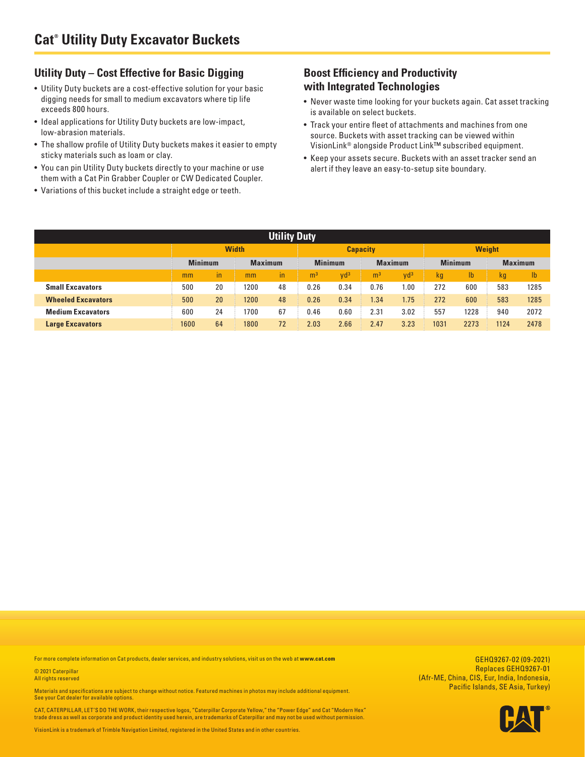# Cat® Utility Duty Excavator Buckets

## Utility Duty – Cost Effective for Basic Digging

- Utility Duty buckets are a cost-effective solution for your basic digging needs for small to medium excavators where tip life exceeds 800 hours.
- Ideal applications for Utility Duty buckets are low-impact, low-abrasion materials.
- The shallow profile of Utility Duty buckets makes it easier to empty sticky materials such as loam or clay.
- You can pin Utility Duty buckets directly to your machine or use them with a Cat Pin Grabber Coupler or CW Dedicated Coupler.
- Variations of this bucket include a straight edge or teeth.

## Boost Efficiency and Productivity with Integrated Technologies

- Never waste time looking for your buckets again. Cat asset tracking is available on select buckets.
- Track your entire fleet of attachments and machines from one source. Buckets with asset tracking can be viewed within VisionLink® alongside Product Link™ subscribed equipment.
- Keep your assets secure. Buckets with an asset tracker send an alert if they leave an easy-to-setup site boundary.

**Utility Duty**

| | Width | | | | Capacity | | | | Weight | | | |
|---|---|---|---|---|---|---|---|---|---|---|---|---|
| | Minimum | | Maximum | | Minimum | | Maximum | | Minimum | | Maximum | |
| | mm | in | mm | in | $m^3$ | $yd^3$ | $m^3$ | $yd^3$ | kg | lb | kg | lb |
| **Small Excavators** | 500 | 20 | 1200 | 48 | 0.26 | 0.34 | 0.76 | 1.00 | 272 | 600 | 583 | 1285 |
| **Wheeled Excavators** | 500 | 20 | 1200 | 48 | 0.26 | 0.34 | 1.34 | 1.75 | 272 | 600 | 583 | 1285 |
| **Medium Excavators** | 600 | 24 | 1700 | 67 | 0.46 | 0.60 | 2.31 | 3.02 | 557 | 1228 | 940 | 2072 |
| **Large Excavators** | 1600 | 64 | 1800 | 72 | 2.03 | 2.66 | 2.47 | 3.23 | 1031 | 2273 | 1124 | 2478 |

For more complete information on Cat products, dealer services, and industry solutions, visit us on the web at **www.cat.com**

© 2021 Caterpillar
All rights reserved

Materials and specifications are subject to change without notice. Featured machines in photos may include additional equipment. See your Cat dealer for available options.

CAT, CATERPILLAR, LET'S DO THE WORK, their respective logos, "Caterpillar Corporate Yellow," the "Power Edge" and Cat "Modern Hex" trade dress as well as corporate and product identity used herein, are trademarks of Caterpillar and may not be used without permission.

VisionLink is a trademark of Trimble Navigation Limited, registered in the United States and in other countries.

GEHQ9267-02 (09-2021)
Replaces GEHQ9267-01
(Afr-ME, China, CIS, Eur, India, Indonesia, Pacific Islands, SE Asia, Turkey)